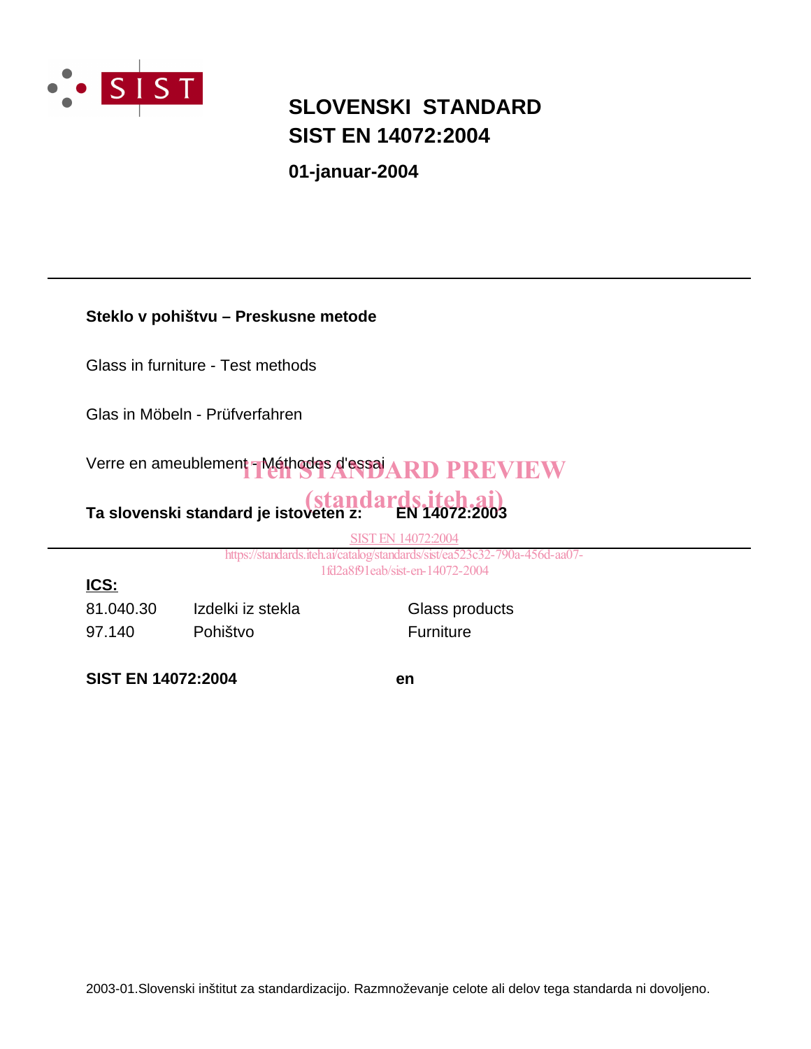# SLOVENSKI STANDARD
# SIST EN 14072:2004

**01-januar-2004**

---

**Steklo v pohištvu – Preskusne metode**

Glass in furniture - Test methods

Glas in Möbeln - Prüfverfahren

Verre en ameublement - Méthodes d'essai

iTeh STANDARD PREVIEW
(standards.iteh.ai)

**Ta slovenski standard je istoveten z: EN 14072:2003**

SIST EN 14072:2004
https://standards.iteh.ai/catalog/standards/sist/ea523c32-790a-456d-aa07-1fd2a8f91eab/sist-en-14072-2004

---

**ICS:**

| | | |
|---|---|---|
| 81.040.30 | Izdelki iz stekla | Glass products |
| 97.140 | Pohištvo | Furniture |

**SIST EN 14072:2004** **en**

2003-01.Slovenski inštitut za standardizacijo. Razmnoževanje celote ali delov tega standarda ni dovoljeno.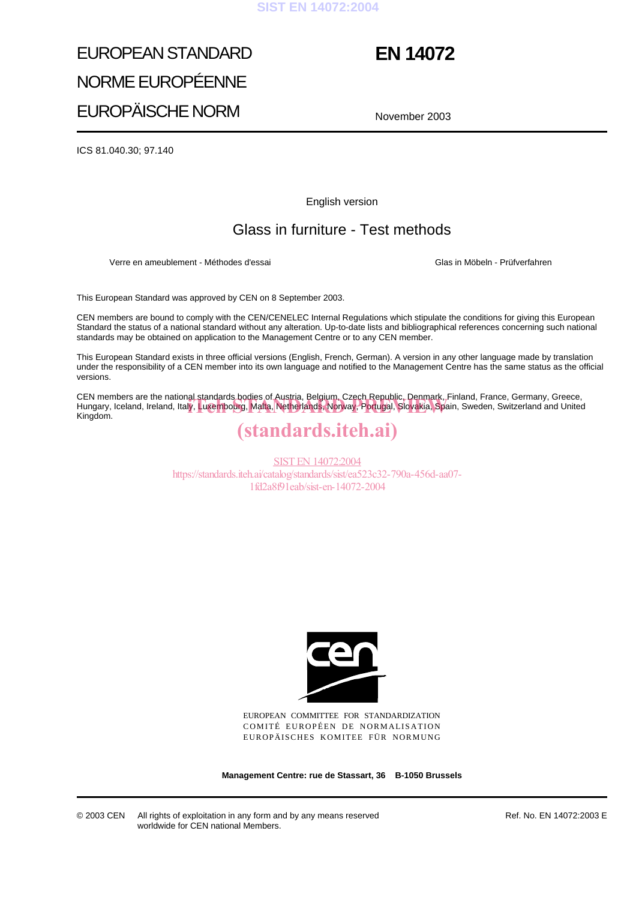EUROPEAN STANDARD

NORME EUROPÉENNE

EUROPÄISCHE NORM

# EN 14072

November 2003

ICS 81.040.30; 97.140

English version

## Glass in furniture - Test methods

Verre en ameublement - Méthodes d'essai

Glas in Möbeln - Prüfverfahren

This European Standard was approved by CEN on 8 September 2003.

CEN members are bound to comply with the CEN/CENELEC Internal Regulations which stipulate the conditions for giving this European Standard the status of a national standard without any alteration. Up-to-date lists and bibliographical references concerning such national standards may be obtained on application to the Management Centre or to any CEN member.

This European Standard exists in three official versions (English, French, German). A version in any other language made by translation under the responsibility of a CEN member into its own language and notified to the Management Centre has the same status as the official versions.

CEN members are the national standards bodies of Austria, Belgium, Czech Republic, Denmark, Finland, France, Germany, Greece, Hungary, Iceland, Ireland, Italy, Luxembourg, Malta, Netherlands, Norway, Portugal, Slovakia, Spain, Sweden, Switzerland and United Kingdom.

EUROPEAN COMMITTEE FOR STANDARDIZATION
COMITÉ EUROPÉEN DE NORMALISATION
EUROPÄISCHES KOMITEE FÜR NORMUNG

**Management Centre: rue de Stassart, 36 B-1050 Brussels**

© 2003 CEN All rights of exploitation in any form and by any means reserved worldwide for CEN national Members.

Ref. No. EN 14072:2003 E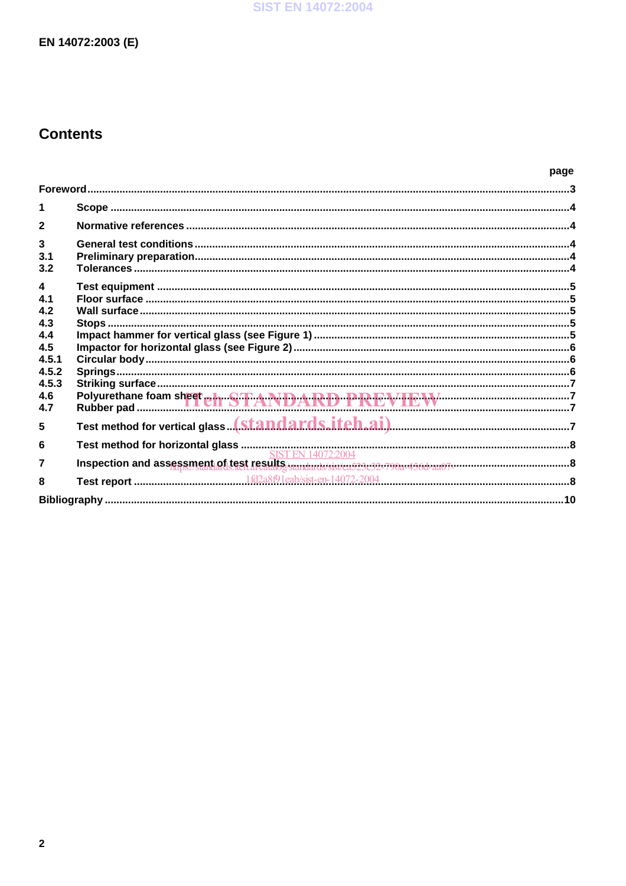## Contents

| | | page |
|---|---|---|
| Foreword | | 3 |
| 1 | Scope | 4 |
| 2 | Normative references | 4 |
| 3 | General test conditions | 4 |
| 3.1 | Preliminary preparation | 4 |
| 3.2 | Tolerances | 4 |
| 4 | Test equipment | 5 |
| 4.1 | Floor surface | 5 |
| 4.2 | Wall surface | 5 |
| 4.3 | Stops | 5 |
| 4.4 | Impact hammer for vertical glass (see Figure 1) | 5 |
| 4.5 | Impactor for horizontal glass (see Figure 2) | 6 |
| 4.5.1 | Circular body | 6 |
| 4.5.2 | Springs | 6 |
| 4.5.3 | Striking surface | 7 |
| 4.6 | Polyurethane foam sheet | 7 |
| 4.7 | Rubber pad | 7 |
| 5 | Test method for vertical glass | 7 |
| 6 | Test method for horizontal glass | 8 |
| 7 | Inspection and assessment of test results | 8 |
| 8 | Test report | 8 |
| Bibliography | | 10 |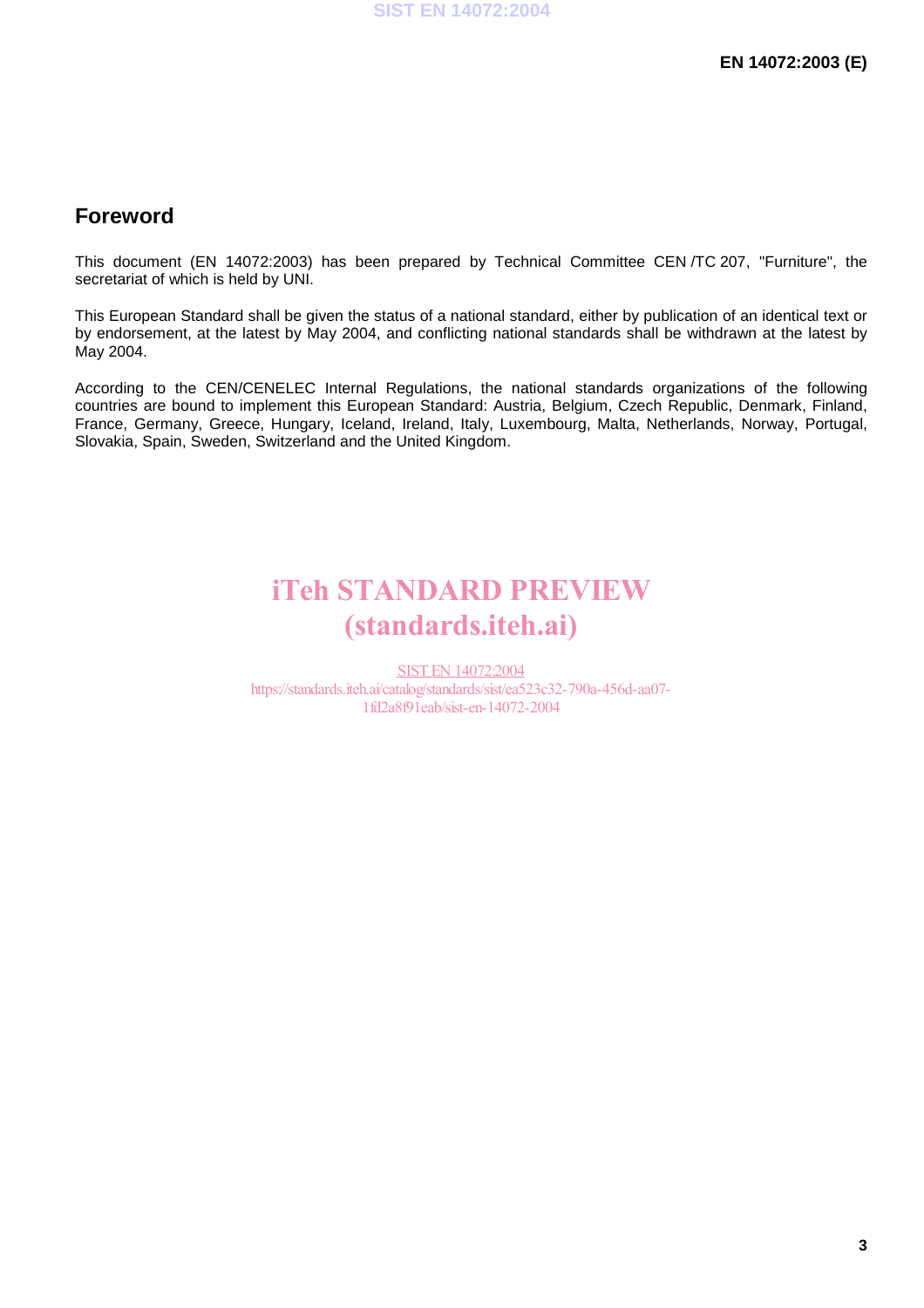## Foreword

This document (EN 14072:2003) has been prepared by Technical Committee CEN /TC 207, "Furniture", the secretariat of which is held by UNI.

This European Standard shall be given the status of a national standard, either by publication of an identical text or by endorsement, at the latest by May 2004, and conflicting national standards shall be withdrawn at the latest by May 2004.

According to the CEN/CENELEC Internal Regulations, the national standards organizations of the following countries are bound to implement this European Standard: Austria, Belgium, Czech Republic, Denmark, Finland, France, Germany, Greece, Hungary, Iceland, Ireland, Italy, Luxembourg, Malta, Netherlands, Norway, Portugal, Slovakia, Spain, Sweden, Switzerland and the United Kingdom.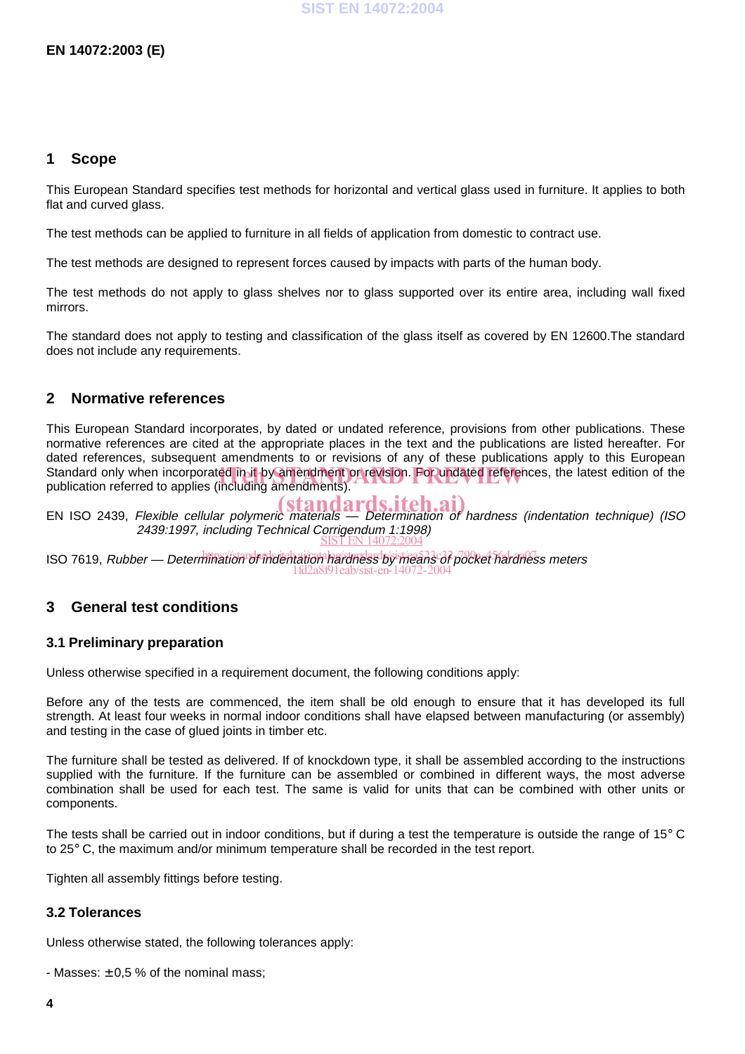## 1 Scope

This European Standard specifies test methods for horizontal and vertical glass used in furniture. It applies to both flat and curved glass.

The test methods can be applied to furniture in all fields of application from domestic to contract use.

The test methods are designed to represent forces caused by impacts with parts of the human body.

The test methods do not apply to glass shelves nor to glass supported over its entire area, including wall fixed mirrors.

The standard does not apply to testing and classification of the glass itself as covered by EN 12600.The standard does not include any requirements.

## 2 Normative references

This European Standard incorporates, by dated or undated reference, provisions from other publications. These normative references are cited at the appropriate places in the text and the publications are listed hereafter. For dated references, subsequent amendments to or revisions of any of these publications apply to this European Standard only when incorporated in it by amendment or revision. For undated references, the latest edition of the publication referred to applies (including amendments).

EN ISO 2439, *Flexible cellular polymeric materials — Determination of hardness (indentation technique) (ISO 2439:1997, including Technical Corrigendum 1:1998)*

ISO 7619, *Rubber — Determination of indentation hardness by means of pocket hardness meters*

## 3 General test conditions

### 3.1 Preliminary preparation

Unless otherwise specified in a requirement document, the following conditions apply:

Before any of the tests are commenced, the item shall be old enough to ensure that it has developed its full strength. At least four weeks in normal indoor conditions shall have elapsed between manufacturing (or assembly) and testing in the case of glued joints in timber etc.

The furniture shall be tested as delivered. If of knockdown type, it shall be assembled according to the instructions supplied with the furniture. If the furniture can be assembled or combined in different ways, the most adverse combination shall be used for each test. The same is valid for units that can be combined with other units or components.

The tests shall be carried out in indoor conditions, but if during a test the temperature is outside the range of 15° C to 25° C, the maximum and/or minimum temperature shall be recorded in the test report.

Tighten all assembly fittings before testing.

### 3.2 Tolerances

Unless otherwise stated, the following tolerances apply:

- Masses: ± 0,5 % of the nominal mass;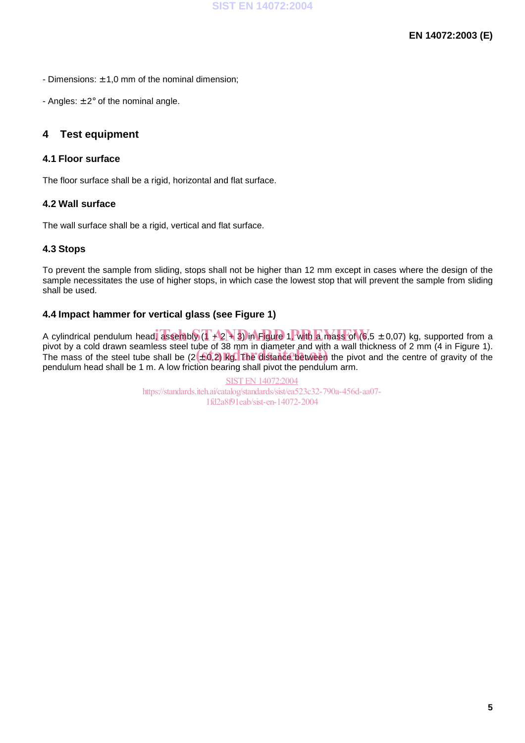- Dimensions: ±1,0 mm of the nominal dimension;

- Angles: ±2° of the nominal angle.

## 4 Test equipment

### 4.1 Floor surface

The floor surface shall be a rigid, horizontal and flat surface.

### 4.2 Wall surface

The wall surface shall be a rigid, vertical and flat surface.

### 4.3 Stops

To prevent the sample from sliding, stops shall not be higher than 12 mm except in cases where the design of the sample necessitates the use of higher stops, in which case the lowest stop that will prevent the sample from sliding shall be used.

### 4.4 Impact hammer for vertical glass (see Figure 1)

A cylindrical pendulum head assembly (1 + 2 + 3) in Figure 1, with a mass of (6,5 ±0,07) kg, supported from a pivot by a cold drawn seamless steel tube of 38 mm in diameter and with a wall thickness of 2 mm (4 in Figure 1). The mass of the steel tube shall be (2 ±0,2) kg. The distance between the pivot and the centre of gravity of the pendulum head shall be 1 m. A low friction bearing shall pivot the pendulum arm.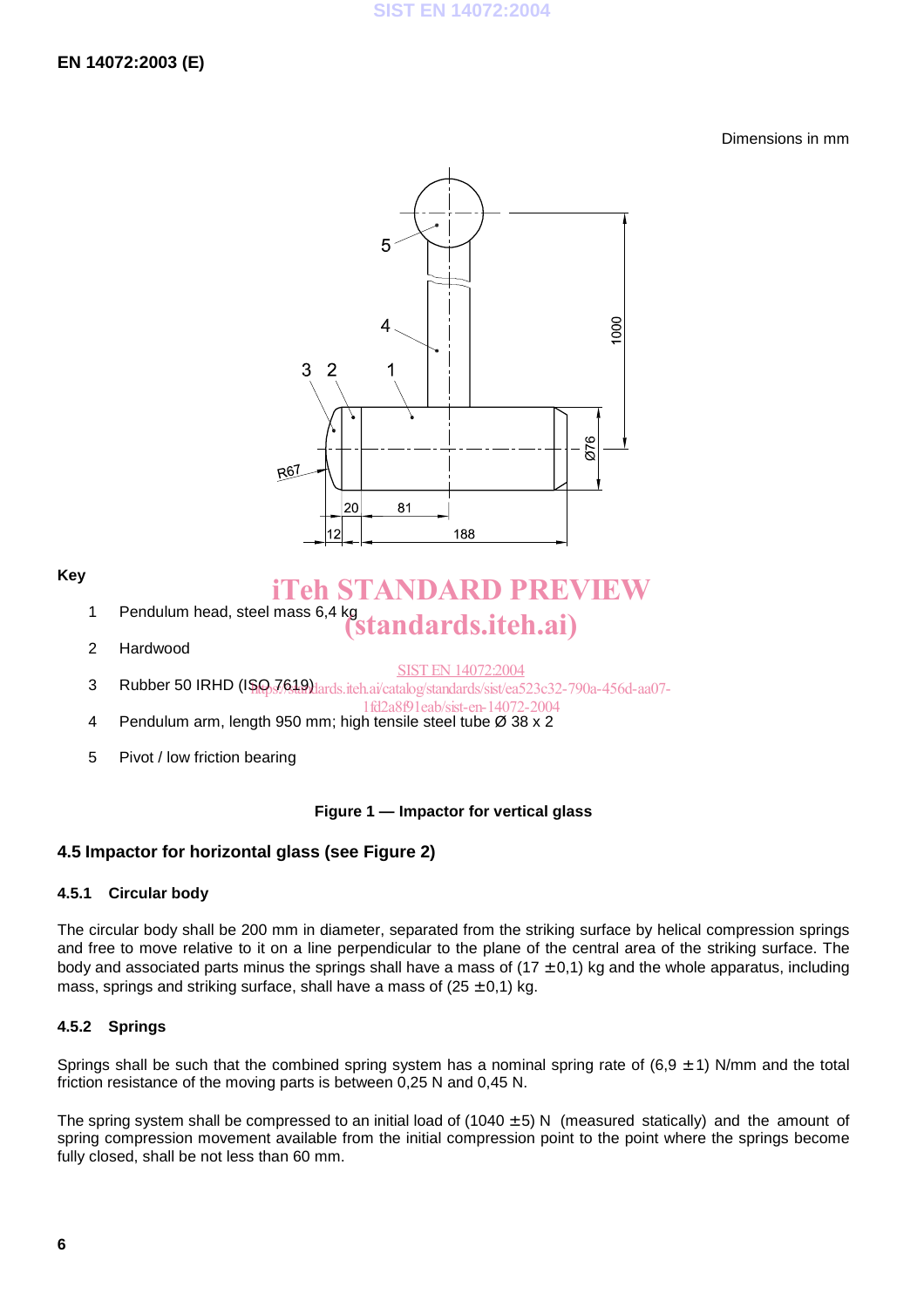Dimensions in mm

**Key**

1 Pendulum head, steel mass 6,4 kg

2 Hardwood

3 Rubber 50 IRHD (ISO 7619)

4 Pendulum arm, length 950 mm; high tensile steel tube Ø 38 x 2

5 Pivot / low friction bearing

**Figure 1 — Impactor for vertical glass**

## 4.5 Impactor for horizontal glass (see Figure 2)

### 4.5.1 Circular body

The circular body shall be 200 mm in diameter, separated from the striking surface by helical compression springs and free to move relative to it on a line perpendicular to the plane of the central area of the striking surface. The body and associated parts minus the springs shall have a mass of (17 ± 0,1) kg and the whole apparatus, including mass, springs and striking surface, shall have a mass of (25 ± 0,1) kg.

### 4.5.2 Springs

Springs shall be such that the combined spring system has a nominal spring rate of (6,9 ± 1) N/mm and the total friction resistance of the moving parts is between 0,25 N and 0,45 N.

The spring system shall be compressed to an initial load of (1040 ± 5) N (measured statically) and the amount of spring compression movement available from the initial compression point to the point where the springs become fully closed, shall be not less than 60 mm.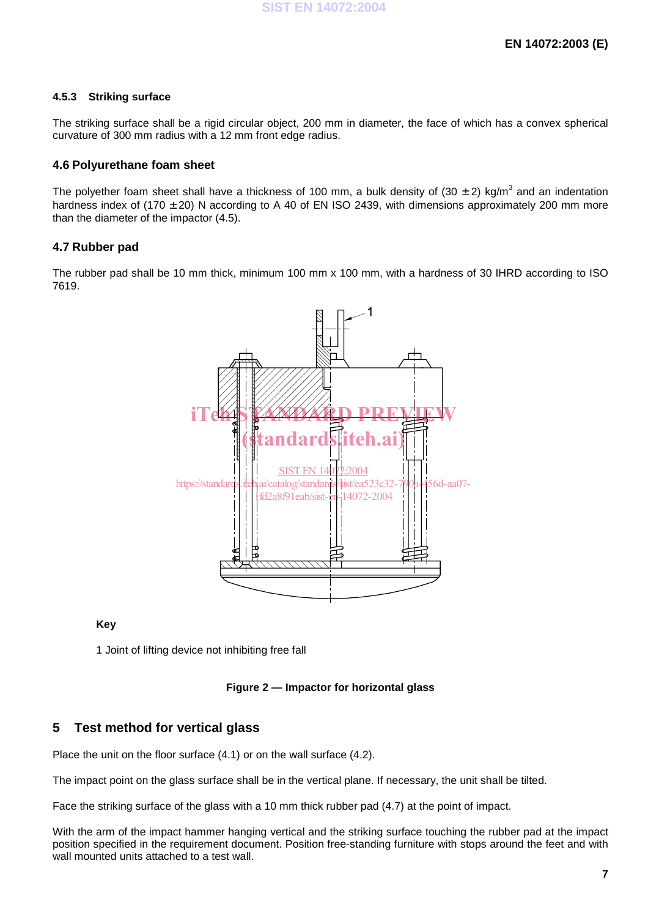### 4.5.3 Striking surface

The striking surface shall be a rigid circular object, 200 mm in diameter, the face of which has a convex spherical curvature of 300 mm radius with a 12 mm front edge radius.

### 4.6 Polyurethane foam sheet

The polyether foam sheet shall have a thickness of 100 mm, a bulk density of (30 ± 2) kg/m$^3$ and an indentation hardness index of (170 ± 20) N according to A 40 of EN ISO 2439, with dimensions approximately 200 mm more than the diameter of the impactor (4.5).

### 4.7 Rubber pad

The rubber pad shall be 10 mm thick, minimum 100 mm x 100 mm, with a hardness of 30 IHRD according to ISO 7619.

1

**Key**

1 Joint of lifting device not inhibiting free fall

**Figure 2 — Impactor for horizontal glass**

## 5 Test method for vertical glass

Place the unit on the floor surface (4.1) or on the wall surface (4.2).

The impact point on the glass surface shall be in the vertical plane. If necessary, the unit shall be tilted.

Face the striking surface of the glass with a 10 mm thick rubber pad (4.7) at the point of impact.

With the arm of the impact hammer hanging vertical and the striking surface touching the rubber pad at the impact position specified in the requirement document. Position free-standing furniture with stops around the feet and with wall mounted units attached to a test wall.